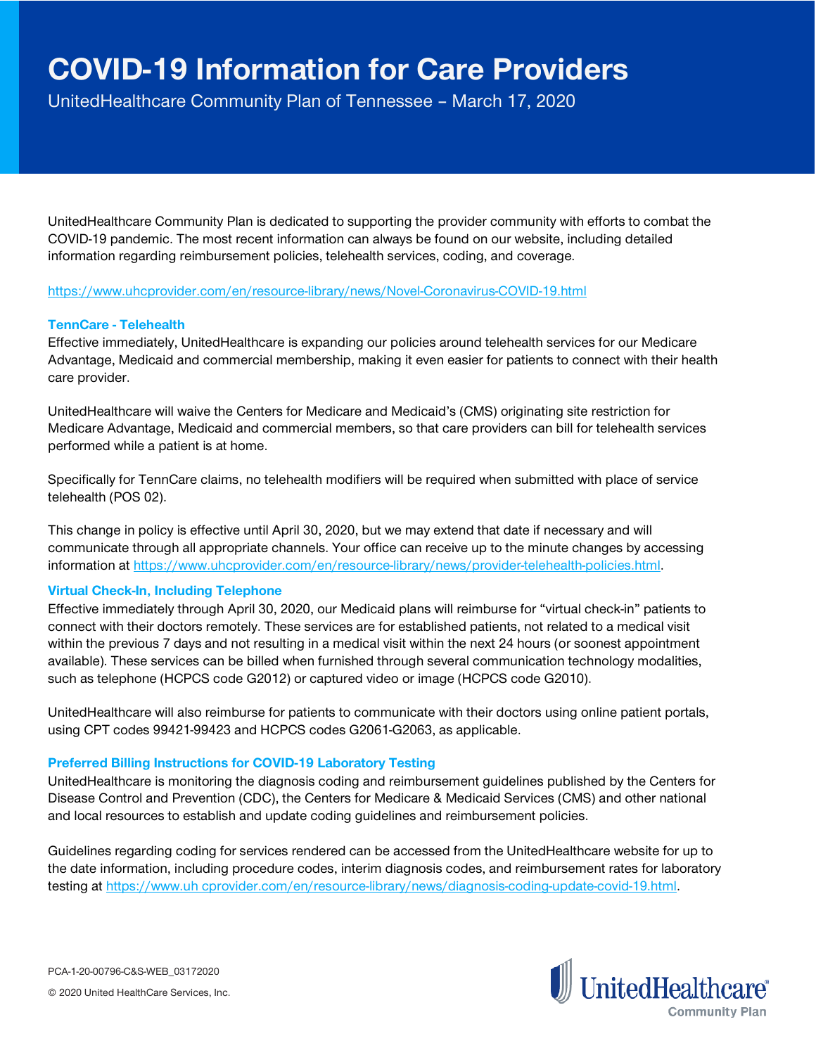# COVID-19 Information for Care Providers

UnitedHealthcare Community Plan of Tennessee – March 17, 2020

UnitedHealthcare Community Plan is dedicated to supporting the provider community with efforts to combat the COVID-19 pandemic. The most recent information can always be found on our website, including detailed information regarding reimbursement policies, telehealth services, coding, and coverage.

https://www.uhcprovider.com/en/resource-library/news/Novel-Coronavirus-COVID-19.html

### TennCare - Telehealth

Effective immediately, UnitedHealthcare is expanding our policies around telehealth services for our Medicare Advantage, Medicaid and commercial membership, making it even easier for patients to connect with their health care provider.

UnitedHealthcare will waive the Centers for Medicare and Medicaid's (CMS) originating site restriction for Medicare Advantage, Medicaid and commercial members, so that care providers can bill for telehealth services performed while a patient is at home.

Specifically for TennCare claims, no telehealth modifiers will be required when submitted with place of service telehealth (POS 02).

This change in policy is effective until April 30, 2020, but we may extend that date if necessary and will communicate through all appropriate channels. Your office can receive up to the minute changes by accessing information at https://www.uhcprovider.com/en/resource-library/news/provider-telehealth-policies.html.

### Virtual Check-In, Including Telephone

Effective immediately through April 30, 2020, our Medicaid plans will reimburse for "virtual check-in" patients to connect with their doctors remotely. These services are for established patients, not related to a medical visit within the previous 7 days and not resulting in a medical visit within the next 24 hours (or soonest appointment available). These services can be billed when furnished through several communication technology modalities, such as telephone (HCPCS code G2012) or captured video or image (HCPCS code G2010).

UnitedHealthcare will also reimburse for patients to communicate with their doctors using online patient portals, using CPT codes 99421-99423 and HCPCS codes G2061-G2063, as applicable.

### Preferred Billing Instructions for COVID-19 Laboratory Testing

UnitedHealthcare is monitoring the diagnosis coding and reimbursement guidelines published by the Centers for Disease Control and Prevention (CDC), the Centers for Medicare & Medicaid Services (CMS) and other national and local resources to establish and update coding guidelines and reimbursement policies.

Guidelines regarding coding for services rendered can be accessed from the UnitedHealthcare website for up to the date information, including procedure codes, interim diagnosis codes, and reimbursement rates for laboratory testing at https://www.uh cprovider.com/en/resource-library/news/diagnosis-coding-update-covid-19.html.

PCA-1-20-00796-C&S-WEB_03172020

© 2020 United HealthCare Services, Inc.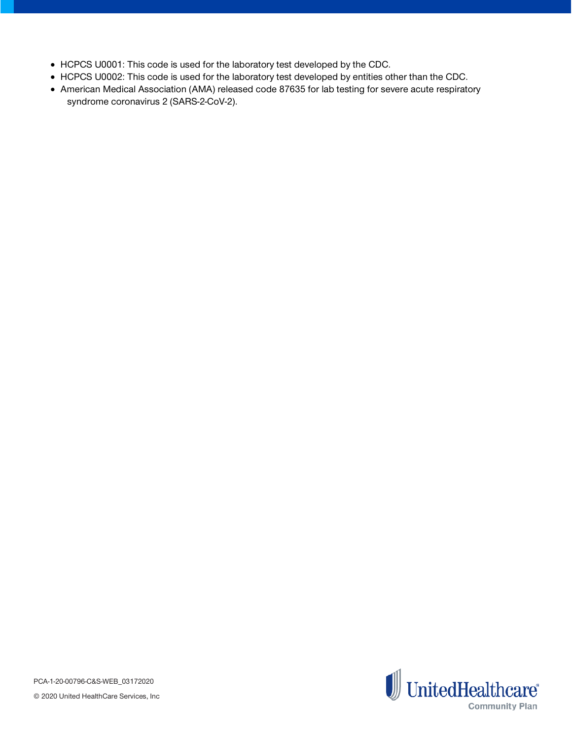- HCPCS U0001: This code is used for the laboratory test developed by the CDC.
- HCPCS U0002: This code is used for the laboratory test developed by entities other than the CDC.
- American Medical Association (AMA) released code 87635 for lab testing for severe acute respiratory syndrome coronavirus 2 (SARS-2-CoV-2).

PCA-1-20-00796-C&S-WEB_03172020

© 2020 United HealthCare Services, Inc

UnitedHealthcare Community Plan